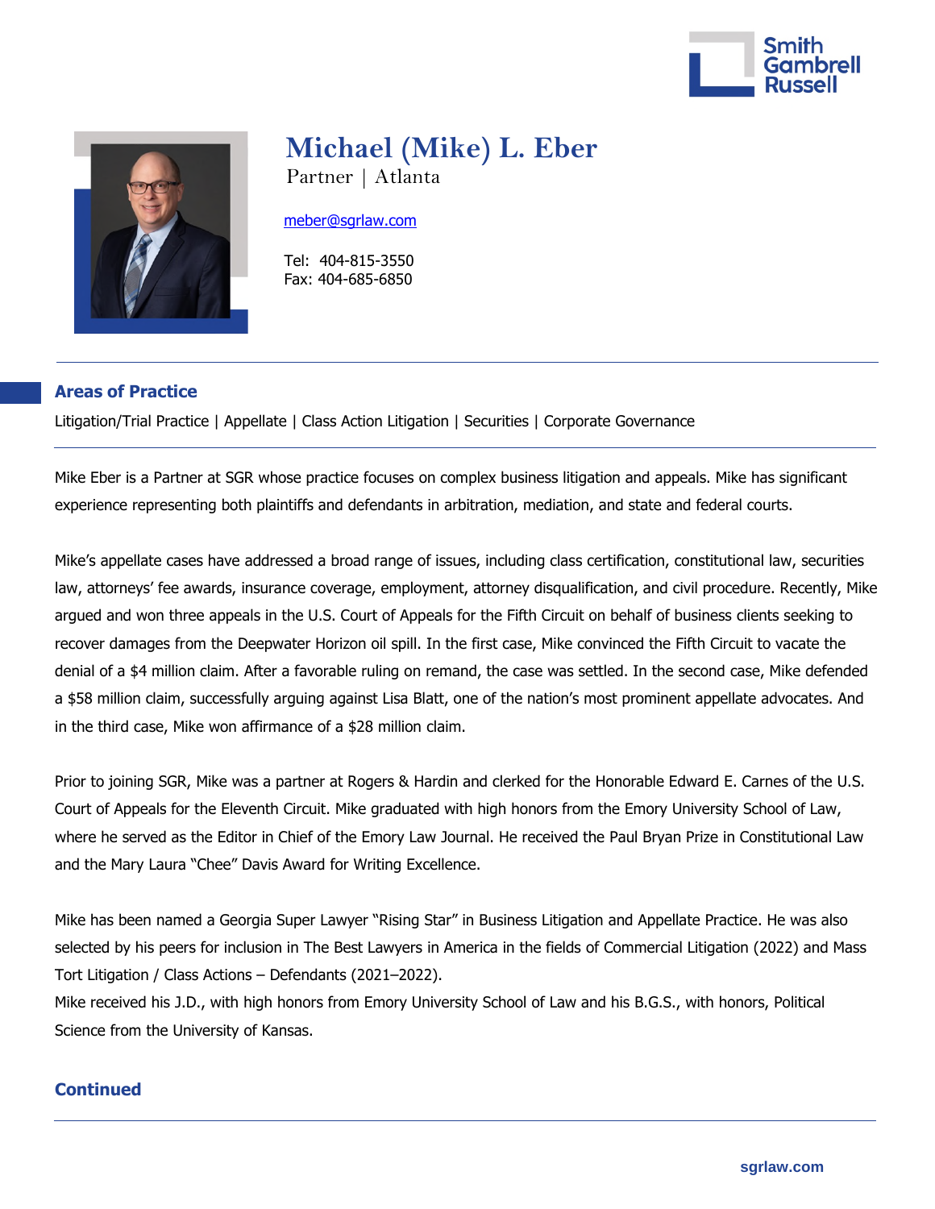Smith Gambrell Russell

# Michael (Mike) L. Eber

Partner | Atlanta

meber@sgrlaw.com

Tel: 404-815-3550
Fax: 404-685-6850

## Areas of Practice

Litigation/Trial Practice | Appellate | Class Action Litigation | Securities | Corporate Governance

Mike Eber is a Partner at SGR whose practice focuses on complex business litigation and appeals. Mike has significant experience representing both plaintiffs and defendants in arbitration, mediation, and state and federal courts.

Mike's appellate cases have addressed a broad range of issues, including class certification, constitutional law, securities law, attorneys' fee awards, insurance coverage, employment, attorney disqualification, and civil procedure. Recently, Mike argued and won three appeals in the U.S. Court of Appeals for the Fifth Circuit on behalf of business clients seeking to recover damages from the Deepwater Horizon oil spill. In the first case, Mike convinced the Fifth Circuit to vacate the denial of a $4 million claim. After a favorable ruling on remand, the case was settled. In the second case, Mike defended a $58 million claim, successfully arguing against Lisa Blatt, one of the nation's most prominent appellate advocates. And in the third case, Mike won affirmance of a $28 million claim.

Prior to joining SGR, Mike was a partner at Rogers & Hardin and clerked for the Honorable Edward E. Carnes of the U.S. Court of Appeals for the Eleventh Circuit. Mike graduated with high honors from the Emory University School of Law, where he served as the Editor in Chief of the Emory Law Journal. He received the Paul Bryan Prize in Constitutional Law and the Mary Laura "Chee" Davis Award for Writing Excellence.

Mike has been named a Georgia Super Lawyer "Rising Star" in Business Litigation and Appellate Practice. He was also selected by his peers for inclusion in The Best Lawyers in America in the fields of Commercial Litigation (2022) and Mass Tort Litigation / Class Actions – Defendants (2021–2022).
Mike received his J.D., with high honors from Emory University School of Law and his B.G.S., with honors, Political Science from the University of Kansas.

**Continued**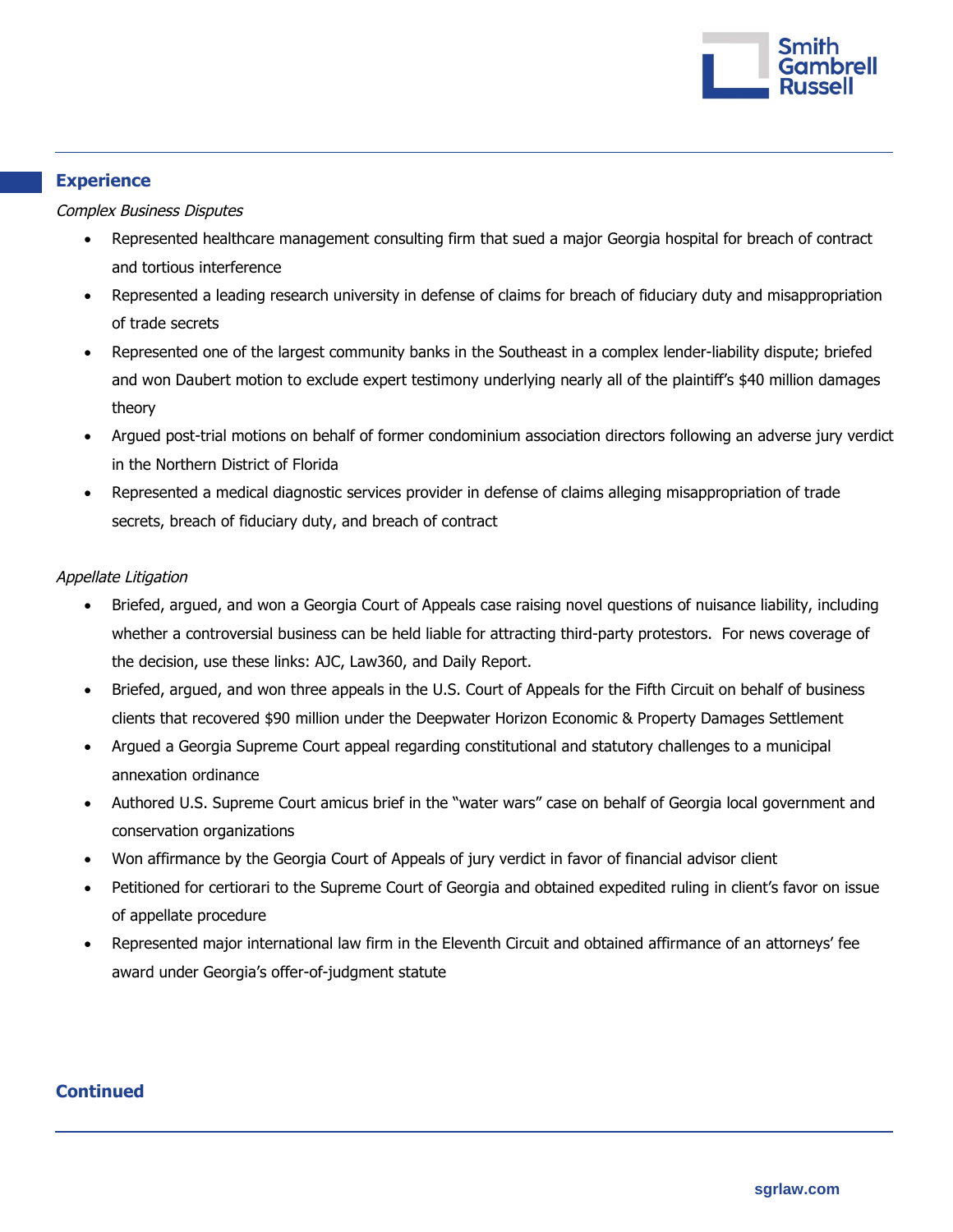## Experience

*Complex Business Disputes*

- Represented healthcare management consulting firm that sued a major Georgia hospital for breach of contract and tortious interference
- Represented a leading research university in defense of claims for breach of fiduciary duty and misappropriation of trade secrets
- Represented one of the largest community banks in the Southeast in a complex lender-liability dispute; briefed and won Daubert motion to exclude expert testimony underlying nearly all of the plaintiff's $40 million damages theory
- Argued post-trial motions on behalf of former condominium association directors following an adverse jury verdict in the Northern District of Florida
- Represented a medical diagnostic services provider in defense of claims alleging misappropriation of trade secrets, breach of fiduciary duty, and breach of contract

*Appellate Litigation*

- Briefed, argued, and won a Georgia Court of Appeals case raising novel questions of nuisance liability, including whether a controversial business can be held liable for attracting third-party protestors. For news coverage of the decision, use these links: AJC, Law360, and Daily Report.
- Briefed, argued, and won three appeals in the U.S. Court of Appeals for the Fifth Circuit on behalf of business clients that recovered $90 million under the Deepwater Horizon Economic & Property Damages Settlement
- Argued a Georgia Supreme Court appeal regarding constitutional and statutory challenges to a municipal annexation ordinance
- Authored U.S. Supreme Court amicus brief in the "water wars" case on behalf of Georgia local government and conservation organizations
- Won affirmance by the Georgia Court of Appeals of jury verdict in favor of financial advisor client
- Petitioned for certiorari to the Supreme Court of Georgia and obtained expedited ruling in client's favor on issue of appellate procedure
- Represented major international law firm in the Eleventh Circuit and obtained affirmance of an attorneys' fee award under Georgia's offer-of-judgment statute

**Continued**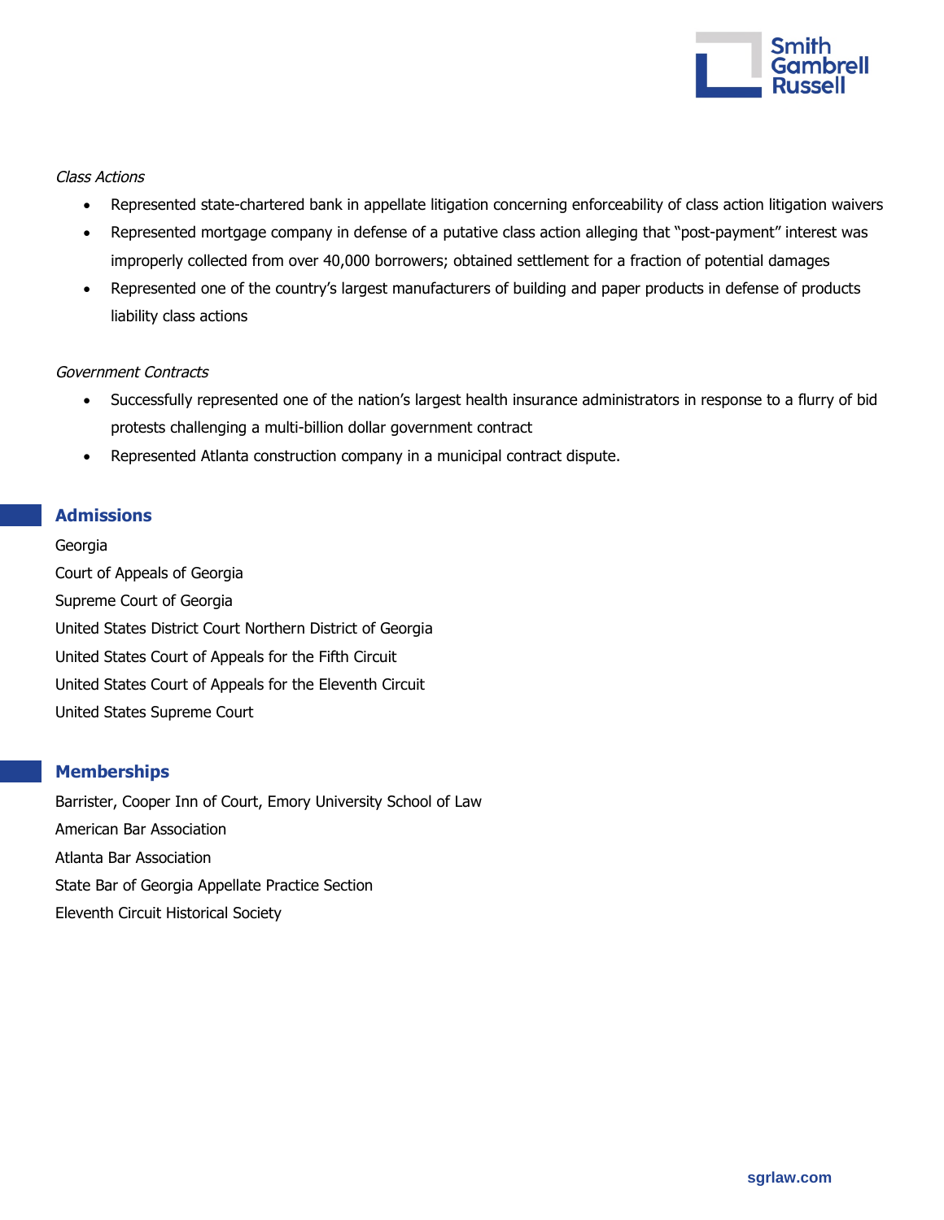*Class Actions*

- Represented state-chartered bank in appellate litigation concerning enforceability of class action litigation waivers
- Represented mortgage company in defense of a putative class action alleging that "post-payment" interest was improperly collected from over 40,000 borrowers; obtained settlement for a fraction of potential damages
- Represented one of the country's largest manufacturers of building and paper products in defense of products liability class actions

*Government Contracts*

- Successfully represented one of the nation's largest health insurance administrators in response to a flurry of bid protests challenging a multi-billion dollar government contract
- Represented Atlanta construction company in a municipal contract dispute.

## Admissions

Georgia
Court of Appeals of Georgia
Supreme Court of Georgia
United States District Court Northern District of Georgia
United States Court of Appeals for the Fifth Circuit
United States Court of Appeals for the Eleventh Circuit
United States Supreme Court

## Memberships

Barrister, Cooper Inn of Court, Emory University School of Law
American Bar Association
Atlanta Bar Association
State Bar of Georgia Appellate Practice Section
Eleventh Circuit Historical Society